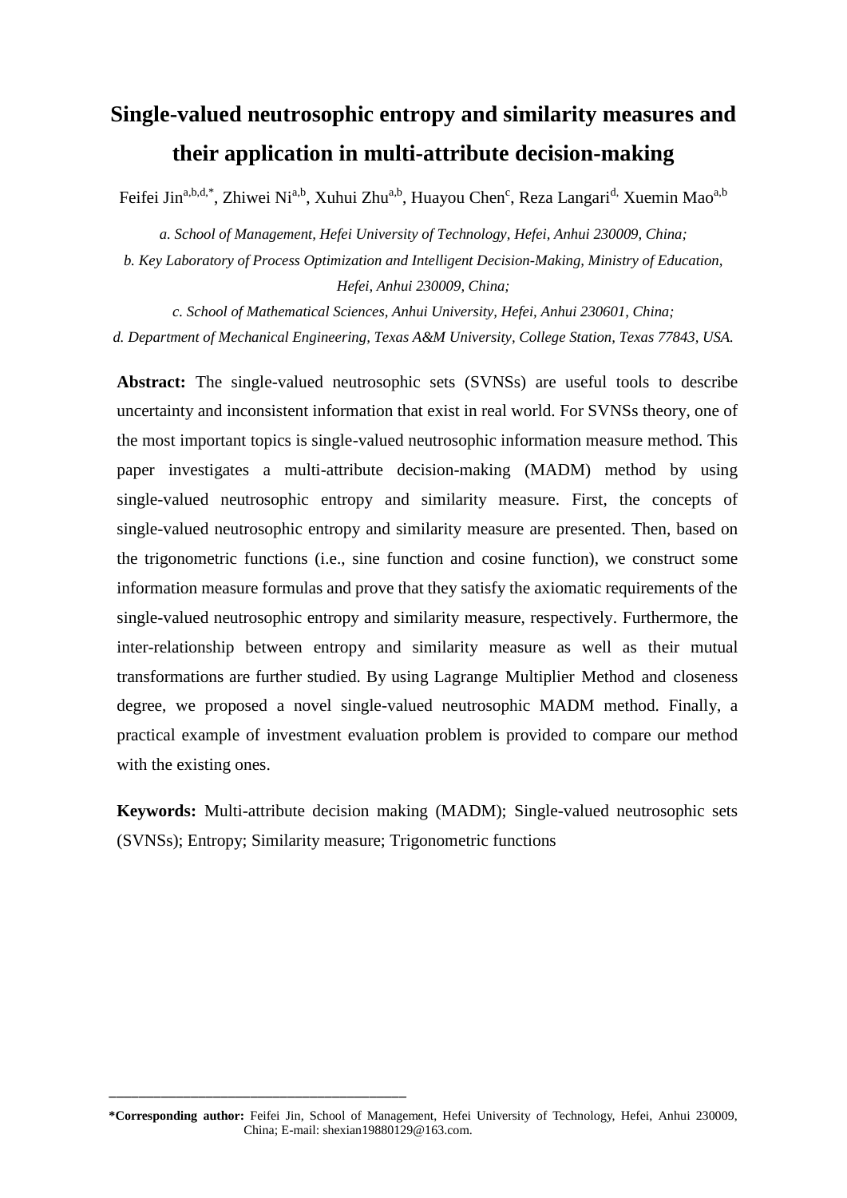# Single-valued neutrosophic entropy and similarity measures and their application in multi-attribute decision-making

Feifei Jin[a,b,d,*], Zhiwei Ni[a,b], Xuhui Zhu[a,b], Huayou Chen[c], Reza Langari[d], Xuemin Mao[a,b]

*a. School of Management, Hefei University of Technology, Hefei, Anhui 230009, China;*

*b. Key Laboratory of Process Optimization and Intelligent Decision-Making, Ministry of Education, Hefei, Anhui 230009, China;*

*c. School of Mathematical Sciences, Anhui University, Hefei, Anhui 230601, China;*

*d. Department of Mechanical Engineering, Texas A&M University, College Station, Texas 77843, USA.*

**Abstract:** The single-valued neutrosophic sets (SVNSs) are useful tools to describe uncertainty and inconsistent information that exist in real world. For SVNSs theory, one of the most important topics is single-valued neutrosophic information measure method. This paper investigates a multi-attribute decision-making (MADM) method by using single-valued neutrosophic entropy and similarity measure. First, the concepts of single-valued neutrosophic entropy and similarity measure are presented. Then, based on the trigonometric functions (i.e., sine function and cosine function), we construct some information measure formulas and prove that they satisfy the axiomatic requirements of the single-valued neutrosophic entropy and similarity measure, respectively. Furthermore, the inter-relationship between entropy and similarity measure as well as their mutual transformations are further studied. By using Lagrange Multiplier Method and closeness degree, we proposed a novel single-valued neutrosophic MADM method. Finally, a practical example of investment evaluation problem is provided to compare our method with the existing ones.

**Keywords:** Multi-attribute decision making (MADM); Single-valued neutrosophic sets (SVNSs); Entropy; Similarity measure; Trigonometric functions

---

**\*Corresponding author:** Feifei Jin, School of Management, Hefei University of Technology, Hefei, Anhui 230009, China; E-mail: shexian19880129@163.com.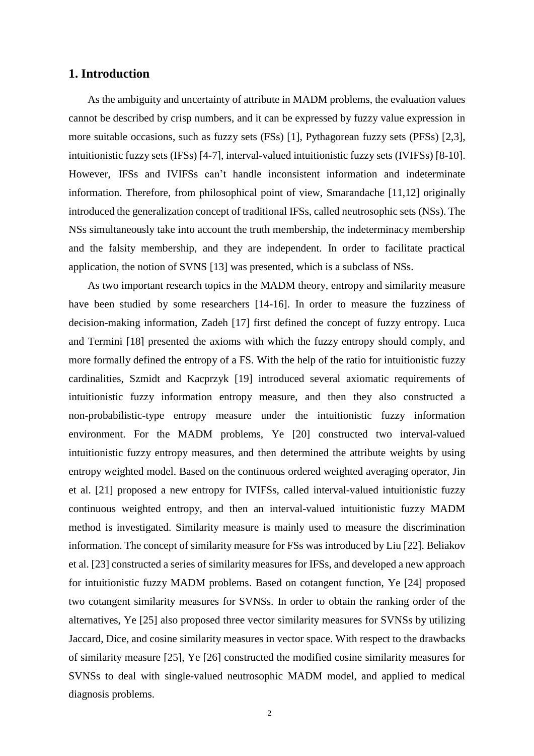## 1. Introduction

As the ambiguity and uncertainty of attribute in MADM problems, the evaluation values cannot be described by crisp numbers, and it can be expressed by fuzzy value expression in more suitable occasions, such as fuzzy sets (FSs) [1], Pythagorean fuzzy sets (PFSs) [2,3], intuitionistic fuzzy sets (IFSs) [4-7], interval-valued intuitionistic fuzzy sets (IVIFSs) [8-10]. However, IFSs and IVIFSs can't handle inconsistent information and indeterminate information. Therefore, from philosophical point of view, Smarandache [11,12] originally introduced the generalization concept of traditional IFSs, called neutrosophic sets (NSs). The NSs simultaneously take into account the truth membership, the indeterminacy membership and the falsity membership, and they are independent. In order to facilitate practical application, the notion of SVNS [13] was presented, which is a subclass of NSs.

As two important research topics in the MADM theory, entropy and similarity measure have been studied by some researchers [14-16]. In order to measure the fuzziness of decision-making information, Zadeh [17] first defined the concept of fuzzy entropy. Luca and Termini [18] presented the axioms with which the fuzzy entropy should comply, and more formally defined the entropy of a FS. With the help of the ratio for intuitionistic fuzzy cardinalities, Szmidt and Kacprzyk [19] introduced several axiomatic requirements of intuitionistic fuzzy information entropy measure, and then they also constructed a non-probabilistic-type entropy measure under the intuitionistic fuzzy information environment. For the MADM problems, Ye [20] constructed two interval-valued intuitionistic fuzzy entropy measures, and then determined the attribute weights by using entropy weighted model. Based on the continuous ordered weighted averaging operator, Jin et al. [21] proposed a new entropy for IVIFSs, called interval-valued intuitionistic fuzzy continuous weighted entropy, and then an interval-valued intuitionistic fuzzy MADM method is investigated. Similarity measure is mainly used to measure the discrimination information. The concept of similarity measure for FSs was introduced by Liu [22]. Beliakov et al. [23] constructed a series of similarity measures for IFSs, and developed a new approach for intuitionistic fuzzy MADM problems. Based on cotangent function, Ye [24] proposed two cotangent similarity measures for SVNSs. In order to obtain the ranking order of the alternatives, Ye [25] also proposed three vector similarity measures for SVNSs by utilizing Jaccard, Dice, and cosine similarity measures in vector space. With respect to the drawbacks of similarity measure [25], Ye [26] constructed the modified cosine similarity measures for SVNSs to deal with single-valued neutrosophic MADM model, and applied to medical diagnosis problems.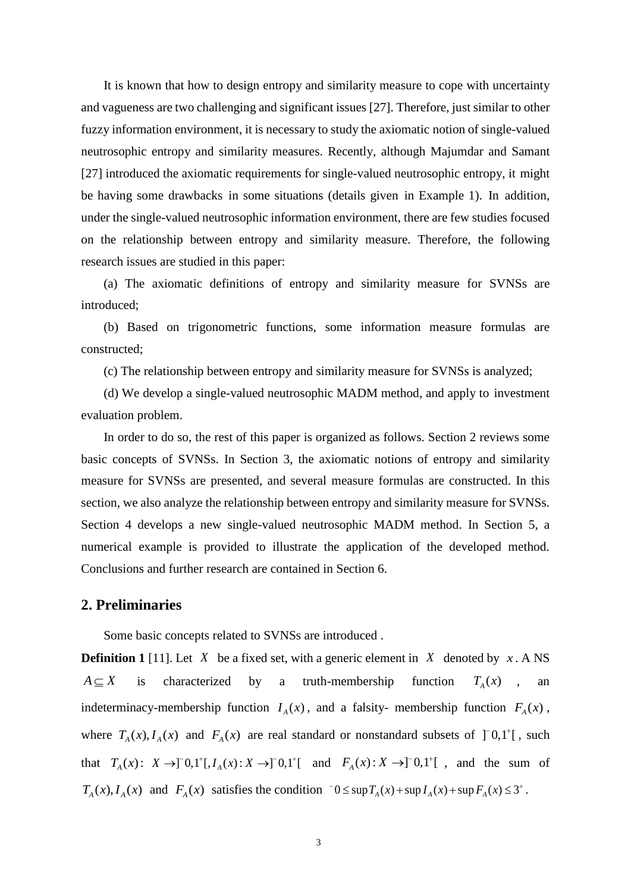It is known that how to design entropy and similarity measure to cope with uncertainty and vagueness are two challenging and significant issues [27]. Therefore, just similar to other fuzzy information environment, it is necessary to study the axiomatic notion of single-valued neutrosophic entropy and similarity measures. Recently, although Majumdar and Samant [27] introduced the axiomatic requirements for single-valued neutrosophic entropy, it might be having some drawbacks in some situations (details given in Example 1). In addition, under the single-valued neutrosophic information environment, there are few studies focused on the relationship between entropy and similarity measure. Therefore, the following research issues are studied in this paper:

(a) The axiomatic definitions of entropy and similarity measure for SVNSs are introduced;

(b) Based on trigonometric functions, some information measure formulas are constructed;

(c) The relationship between entropy and similarity measure for SVNSs is analyzed;

(d) We develop a single-valued neutrosophic MADM method, and apply to investment evaluation problem.

In order to do so, the rest of this paper is organized as follows. Section 2 reviews some basic concepts of SVNSs. In Section 3, the axiomatic notions of entropy and similarity measure for SVNSs are presented, and several measure formulas are constructed. In this section, we also analyze the relationship between entropy and similarity measure for SVNSs. Section 4 develops a new single-valued neutrosophic MADM method. In Section 5, a numerical example is provided to illustrate the application of the developed method. Conclusions and further research are contained in Section 6.

## 2. Preliminaries

Some basic concepts related to SVNSs are introduced .

**Definition 1** [11]. Let $X$ be a fixed set, with a generic element in $X$ denoted by $x$. A NS $A \subseteq X$ is characterized by a truth-membership function $T_A(x)$, an indeterminacy-membership function $I_A(x)$, and a falsity- membership function $F_A(x)$, where $T_A(x), I_A(x)$ and $F_A(x)$ are real standard or nonstandard subsets of $]^-0,1^+[$, such that $T_A(x)$: $X \to ]^-0,1^+[, I_A(x): X \to ]^-0,1^+[$ and $F_A(x): X \to ]^-0,1^+[$, and the sum of $T_A(x), I_A(x)$ and $F_A(x)$ satisfies the condition $^-0 \le \sup T_A(x) + \sup I_A(x) + \sup F_A(x) \le 3^+$.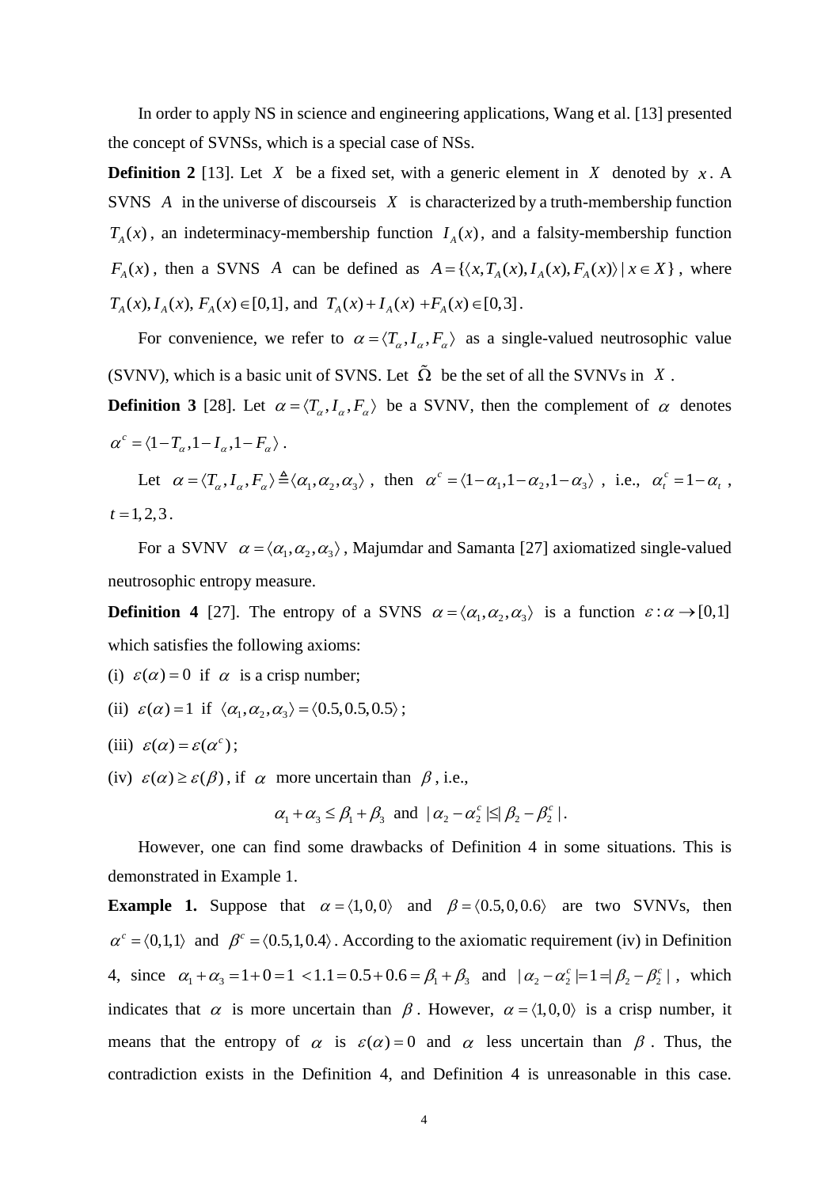In order to apply NS in science and engineering applications, Wang et al. [13] presented the concept of SVNSs, which is a special case of NSs.

**Definition 2** [13]. Let $X$ be a fixed set, with a generic element in $X$ denoted by $x$. A SVNS $A$ in the universe of discourseis $X$ is characterized by a truth-membership function $T_A(x)$, an indeterminacy-membership function $I_A(x)$, and a falsity-membership function $F_A(x)$, then a SVNS $A$ can be defined as $A = \{\langle x, T_A(x), I_A(x), F_A(x)\rangle \mid x \in X\}$, where $T_A(x), I_A(x), F_A(x) \in [0,1]$, and $T_A(x) + I_A(x) + F_A(x) \in [0,3]$.

For convenience, we refer to $\alpha = \langle T_\alpha, I_\alpha, F_\alpha\rangle$ as a single-valued neutrosophic value (SVNV), which is a basic unit of SVNS. Let $\tilde{\Omega}$ be the set of all the SVNVs in $X$.

**Definition 3** [28]. Let $\alpha = \langle T_\alpha, I_\alpha, F_\alpha\rangle$ be a SVNV, then the complement of $\alpha$ denotes $\alpha^c = \langle 1-T_\alpha, 1-I_\alpha, 1-F_\alpha\rangle$.

Let $\alpha = \langle T_\alpha, I_\alpha, F_\alpha\rangle \triangleq \langle \alpha_1, \alpha_2, \alpha_3\rangle$, then $\alpha^c = \langle 1-\alpha_1, 1-\alpha_2, 1-\alpha_3\rangle$, i.e., $\alpha_t^c = 1-\alpha_t$, $t = 1,2,3$.

For a SVNV $\alpha = \langle \alpha_1, \alpha_2, \alpha_3\rangle$, Majumdar and Samanta [27] axiomatized single-valued neutrosophic entropy measure.

**Definition 4** [27]. The entropy of a SVNS $\alpha = \langle \alpha_1, \alpha_2, \alpha_3\rangle$ is a function $\varepsilon : \alpha \to [0,1]$ which satisfies the following axioms:

(i) $\varepsilon(\alpha) = 0$ if $\alpha$ is a crisp number;

(ii) $\varepsilon(\alpha) = 1$ if $\langle \alpha_1, \alpha_2, \alpha_3\rangle = \langle 0.5, 0.5, 0.5\rangle$;

(iii) $\varepsilon(\alpha) = \varepsilon(\alpha^c)$;

(iv) $\varepsilon(\alpha) \geq \varepsilon(\beta)$, if $\alpha$ more uncertain than $\beta$, i.e.,

$$\alpha_1 + \alpha_3 \leq \beta_1 + \beta_3 \text{ and } |\alpha_2 - \alpha_2^c| \leq |\beta_2 - \beta_2^c|.$$

However, one can find some drawbacks of Definition 4 in some situations. This is demonstrated in Example 1.

**Example 1.** Suppose that $\alpha = \langle 1,0,0\rangle$ and $\beta = \langle 0.5, 0, 0.6\rangle$ are two SVNVs, then $\alpha^c = \langle 0,1,1\rangle$ and $\beta^c = \langle 0.5, 1, 0.4\rangle$. According to the axiomatic requirement (iv) in Definition 4, since $\alpha_1 + \alpha_3 = 1 + 0 = 1 < 1.1 = 0.5 + 0.6 = \beta_1 + \beta_3$ and $|\alpha_2 - \alpha_2^c| = 1 = |\beta_2 - \beta_2^c|$, which indicates that $\alpha$ is more uncertain than $\beta$. However, $\alpha = \langle 1,0,0\rangle$ is a crisp number, it means that the entropy of $\alpha$ is $\varepsilon(\alpha) = 0$ and $\alpha$ less uncertain than $\beta$. Thus, the contradiction exists in the Definition 4, and Definition 4 is unreasonable in this case.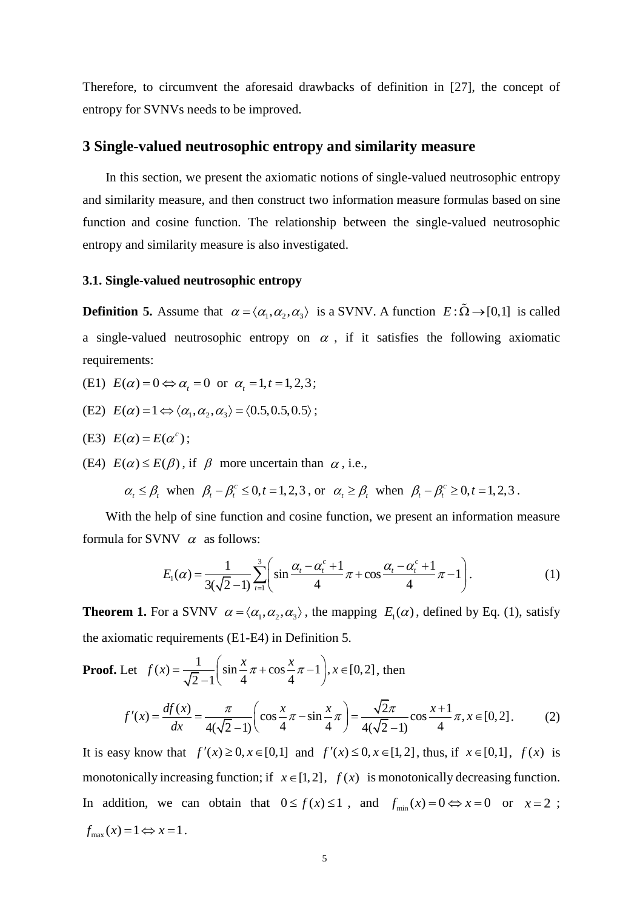Therefore, to circumvent the aforesaid drawbacks of definition in [27], the concept of entropy for SVNVs needs to be improved.

## 3 Single-valued neutrosophic entropy and similarity measure

In this section, we present the axiomatic notions of single-valued neutrosophic entropy and similarity measure, and then construct two information measure formulas based on sine function and cosine function. The relationship between the single-valued neutrosophic entropy and similarity measure is also investigated.

### 3.1. Single-valued neutrosophic entropy

**Definition 5.** Assume that $\alpha = \langle \alpha_1, \alpha_2, \alpha_3 \rangle$ is a SVNV. A function $E: \tilde{\Omega} \to [0,1]$ is called a single-valued neutrosophic entropy on $\alpha$, if it satisfies the following axiomatic requirements:

(E1) $E(\alpha) = 0 \Leftrightarrow \alpha_t = 0$ or $\alpha_t = 1, t = 1,2,3$;

(E2) $E(\alpha) = 1 \Leftrightarrow \langle \alpha_1, \alpha_2, \alpha_3 \rangle = \langle 0.5, 0.5, 0.5 \rangle$;

(E3) $E(\alpha) = E(\alpha^c)$;

(E4) $E(\alpha) \leq E(\beta)$, if $\beta$ more uncertain than $\alpha$, i.e.,

$\alpha_t \leq \beta_t$ when $\beta_t - \beta_t^c \leq 0, t = 1,2,3$, or $\alpha_t \geq \beta_t$ when $\beta_t - \beta_t^c \geq 0, t = 1,2,3$.

With the help of sine function and cosine function, we present an information measure formula for SVNV $\alpha$ as follows:

$$E_1(\alpha) = \frac{1}{3(\sqrt{2}-1)} \sum_{t=1}^{3} \left( \sin \frac{\alpha_t - \alpha_t^c + 1}{4} \pi + \cos \frac{\alpha_t - \alpha_t^c + 1}{4} \pi - 1 \right). \tag{1}$$

**Theorem 1.** For a SVNV $\alpha = \langle \alpha_1, \alpha_2, \alpha_3 \rangle$, the mapping $E_1(\alpha)$, defined by Eq. (1), satisfy the axiomatic requirements (E1-E4) in Definition 5.

**Proof.** Let $f(x) = \frac{1}{\sqrt{2}-1} \left( \sin \frac{x}{4} \pi + \cos \frac{x}{4} \pi - 1 \right), x \in [0,2]$, then

$$f'(x) = \frac{df(x)}{dx} = \frac{\pi}{4(\sqrt{2}-1)} \left( \cos \frac{x}{4} \pi - \sin \frac{x}{4} \pi \right) = \frac{\sqrt{2}\pi}{4(\sqrt{2}-1)} \cos \frac{x+1}{4} \pi, x \in [0,2]. \tag{2}$$

It is easy know that $f'(x) \geq 0, x \in [0,1]$ and $f'(x) \leq 0, x \in [1,2]$, thus, if $x \in [0,1]$, $f(x)$ is monotonically increasing function; if $x \in [1,2]$, $f(x)$ is monotonically decreasing function. In addition, we can obtain that $0 \leq f(x) \leq 1$, and $f_{\min}(x) = 0 \Leftrightarrow x = 0$ or $x = 2$; $f_{\max}(x) = 1 \Leftrightarrow x = 1$.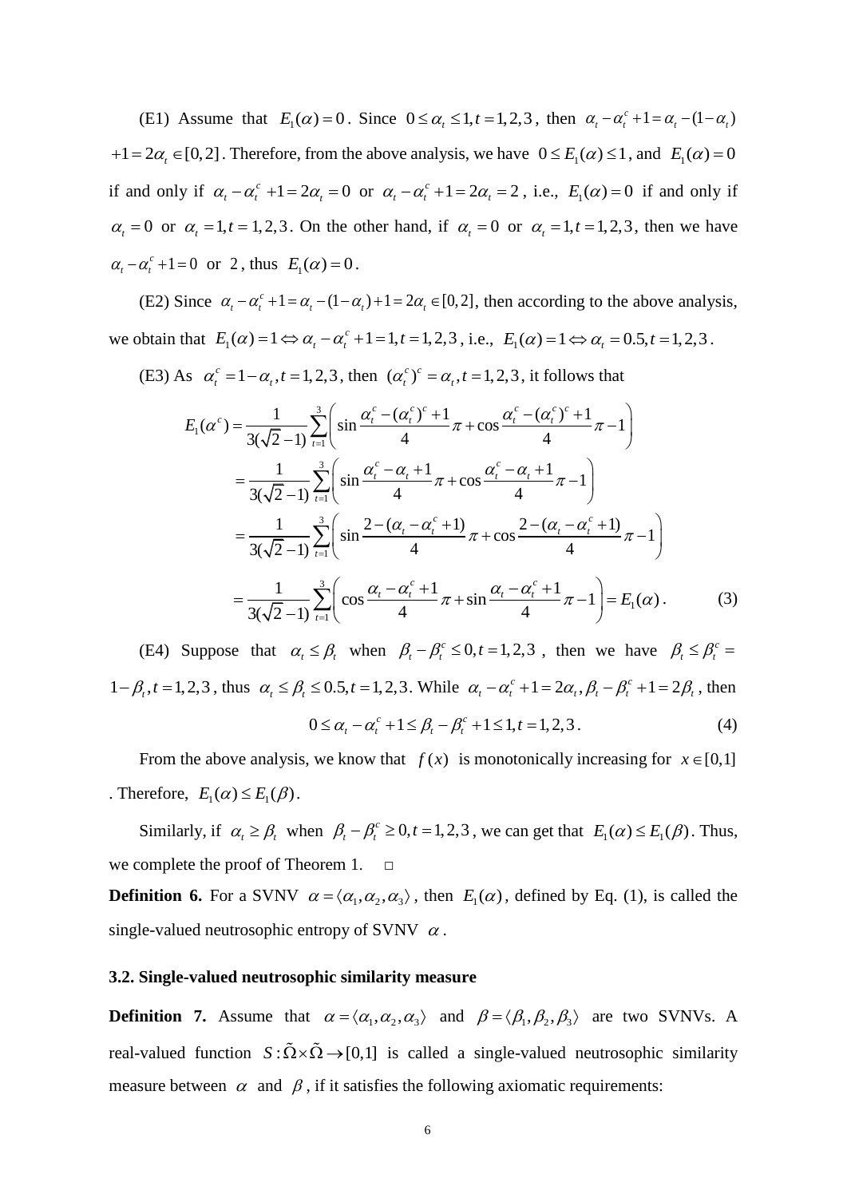(E1) Assume that $E_1(\alpha)=0$. Since $0\le\alpha_t\le 1, t=1,2,3$, then $\alpha_t-\alpha_t^c+1=\alpha_t-(1-\alpha_t)+1=2\alpha_t\in[0,2]$. Therefore, from the above analysis, we have $0\le E_1(\alpha)\le 1$, and $E_1(\alpha)=0$ if and only if $\alpha_t-\alpha_t^c+1=2\alpha_t=0$ or $\alpha_t-\alpha_t^c+1=2\alpha_t=2$, i.e., $E_1(\alpha)=0$ if and only if $\alpha_t=0$ or $\alpha_t=1, t=1,2,3$. On the other hand, if $\alpha_t=0$ or $\alpha_t=1, t=1,2,3$, then we have $\alpha_t-\alpha_t^c+1=0$ or $2$, thus $E_1(\alpha)=0$.

(E2) Since $\alpha_t-\alpha_t^c+1=\alpha_t-(1-\alpha_t)+1=2\alpha_t\in[0,2]$, then according to the above analysis, we obtain that $E_1(\alpha)=1\Leftrightarrow\alpha_t-\alpha_t^c+1=1, t=1,2,3$, i.e., $E_1(\alpha)=1\Leftrightarrow\alpha_t=0.5, t=1,2,3$.

(E3) As $\alpha_t^c=1-\alpha_t, t=1,2,3$, then $(\alpha_t^c)^c=\alpha_t, t=1,2,3$, it follows that

$$
\begin{aligned}
E_1(\alpha^c)&=\frac{1}{3(\sqrt{2}-1)}\sum_{t=1}^{3}\left(\sin\frac{\alpha_t^c-(\alpha_t^c)^c+1}{4}\pi+\cos\frac{\alpha_t^c-(\alpha_t^c)^c+1}{4}\pi-1\right)\\
&=\frac{1}{3(\sqrt{2}-1)}\sum_{t=1}^{3}\left(\sin\frac{\alpha_t^c-\alpha_t+1}{4}\pi+\cos\frac{\alpha_t^c-\alpha_t+1}{4}\pi-1\right)\\
&=\frac{1}{3(\sqrt{2}-1)}\sum_{t=1}^{3}\left(\sin\frac{2-(\alpha_t-\alpha_t^c+1)}{4}\pi+\cos\frac{2-(\alpha_t-\alpha_t^c+1)}{4}\pi-1\right)\\
&=\frac{1}{3(\sqrt{2}-1)}\sum_{t=1}^{3}\left(\cos\frac{\alpha_t-\alpha_t^c+1}{4}\pi+\sin\frac{\alpha_t-\alpha_t^c+1}{4}\pi-1\right)=E_1(\alpha).
\end{aligned}
\tag{3}
$$

(E4) Suppose that $\alpha_t\le\beta_t$ when $\beta_t-\beta_t^c\le 0, t=1,2,3$, then we have $\beta_t\le\beta_t^c=1-\beta_t, t=1,2,3$, thus $\alpha_t\le\beta_t\le 0.5, t=1,2,3$. While $\alpha_t-\alpha_t^c+1=2\alpha_t, \beta_t-\beta_t^c+1=2\beta_t$, then

$$
0\le\alpha_t-\alpha_t^c+1\le\beta_t-\beta_t^c+1\le 1, t=1,2,3. \tag{4}
$$

From the above analysis, we know that $f(x)$ is monotonically increasing for $x\in[0,1]$. Therefore, $E_1(\alpha)\le E_1(\beta)$.

Similarly, if $\alpha_t\ge\beta_t$ when $\beta_t-\beta_t^c\ge 0, t=1,2,3$, we can get that $E_1(\alpha)\le E_1(\beta)$. Thus, we complete the proof of Theorem 1. □

**Definition 6.** For a SVNV $\alpha=\langle\alpha_1,\alpha_2,\alpha_3\rangle$, then $E_1(\alpha)$, defined by Eq. (1), is called the single-valued neutrosophic entropy of SVNV $\alpha$.

### 3.2. Single-valued neutrosophic similarity measure

**Definition 7.** Assume that $\alpha=\langle\alpha_1,\alpha_2,\alpha_3\rangle$ and $\beta=\langle\beta_1,\beta_2,\beta_3\rangle$ are two SVNVs. A real-valued function $S:\tilde{\Omega}\times\tilde{\Omega}\to[0,1]$ is called a single-valued neutrosophic similarity measure between $\alpha$ and $\beta$, if it satisfies the following axiomatic requirements: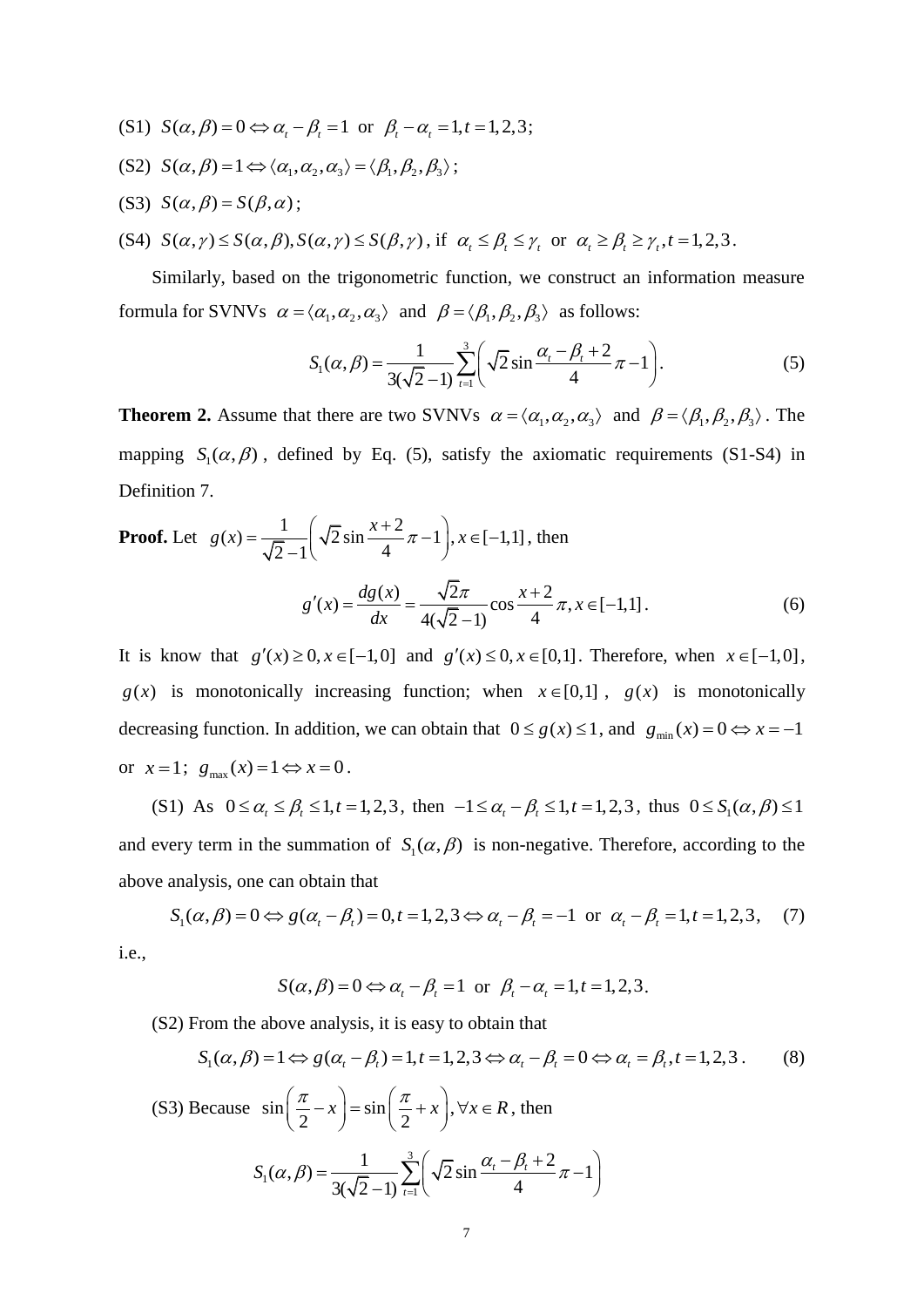(S1) $S(\alpha,\beta)=0 \Leftrightarrow \alpha_t-\beta_t=1$ or $\beta_t-\alpha_t=1, t=1,2,3$;

(S2) $S(\alpha,\beta)=1 \Leftrightarrow \langle\alpha_1,\alpha_2,\alpha_3\rangle=\langle\beta_1,\beta_2,\beta_3\rangle$;

(S3) $S(\alpha,\beta)=S(\beta,\alpha)$;

(S4) $S(\alpha,\gamma)\le S(\alpha,\beta), S(\alpha,\gamma)\le S(\beta,\gamma)$, if $\alpha_t\le\beta_t\le\gamma_t$ or $\alpha_t\ge\beta_t\ge\gamma_t, t=1,2,3$.

Similarly, based on the trigonometric function, we construct an information measure formula for SVNVs $\alpha=\langle\alpha_1,\alpha_2,\alpha_3\rangle$ and $\beta=\langle\beta_1,\beta_2,\beta_3\rangle$ as follows:

$$S_1(\alpha,\beta)=\frac{1}{3(\sqrt{2}-1)}\sum_{t=1}^{3}\left(\sqrt{2}\sin\frac{\alpha_t-\beta_t+2}{4}\pi-1\right). \tag{5}$$

**Theorem 2.** Assume that there are two SVNVs $\alpha=\langle\alpha_1,\alpha_2,\alpha_3\rangle$ and $\beta=\langle\beta_1,\beta_2,\beta_3\rangle$. The mapping $S_1(\alpha,\beta)$, defined by Eq. (5), satisfy the axiomatic requirements (S1-S4) in Definition 7.

**Proof.** Let $g(x)=\frac{1}{\sqrt{2}-1}\left(\sqrt{2}\sin\frac{x+2}{4}\pi-1\right), x\in[-1,1]$, then

$$g'(x)=\frac{dg(x)}{dx}=\frac{\sqrt{2}\pi}{4(\sqrt{2}-1)}\cos\frac{x+2}{4}\pi, x\in[-1,1]. \tag{6}$$

It is know that $g'(x)\ge 0, x\in[-1,0]$ and $g'(x)\le 0, x\in[0,1]$. Therefore, when $x\in[-1,0]$, $g(x)$ is monotonically increasing function; when $x\in[0,1]$, $g(x)$ is monotonically decreasing function. In addition, we can obtain that $0\le g(x)\le 1$, and $g_{\min}(x)=0\Leftrightarrow x=-1$ or $x=1$; $g_{\max}(x)=1\Leftrightarrow x=0$.

(S1) As $0\le\alpha_t\le\beta_t\le 1, t=1,2,3$, then $-1\le\alpha_t-\beta_t\le 1, t=1,2,3$, thus $0\le S_1(\alpha,\beta)\le 1$ and every term in the summation of $S_1(\alpha,\beta)$ is non-negative. Therefore, according to the above analysis, one can obtain that

$$S_1(\alpha,\beta)=0\Leftrightarrow g(\alpha_t-\beta_t)=0, t=1,2,3\Leftrightarrow \alpha_t-\beta_t=-1 \text{ or } \alpha_t-\beta_t=1, t=1,2,3, \tag{7}$$

i.e.,

$$S(\alpha,\beta)=0\Leftrightarrow \alpha_t-\beta_t=1 \text{ or } \beta_t-\alpha_t=1, t=1,2,3.$$

(S2) From the above analysis, it is easy to obtain that

$$S_1(\alpha,\beta)=1\Leftrightarrow g(\alpha_t-\beta_t)=1, t=1,2,3\Leftrightarrow \alpha_t-\beta_t=0\Leftrightarrow \alpha_t=\beta_t, t=1,2,3. \tag{8}$$

(S3) Because $\sin\left(\frac{\pi}{2}-x\right)=\sin\left(\frac{\pi}{2}+x\right), \forall x\in R$, then

$$S_1(\alpha,\beta)=\frac{1}{3(\sqrt{2}-1)}\sum_{t=1}^{3}\left(\sqrt{2}\sin\frac{\alpha_t-\beta_t+2}{4}\pi-1\right)$$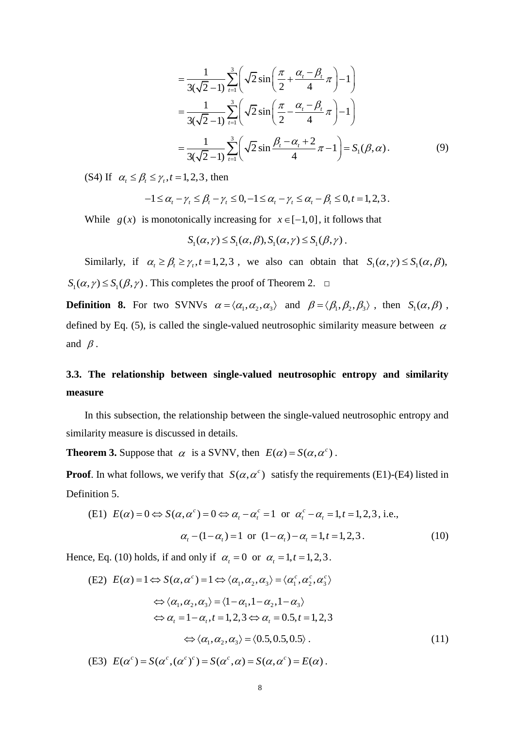$$
\begin{aligned}
&= \frac{1}{3(\sqrt{2}-1)} \sum_{t=1}^{3} \left( \sqrt{2} \sin\left( \frac{\pi}{2} + \frac{\alpha_t - \beta_t}{4} \pi \right) - 1 \right) \\
&= \frac{1}{3(\sqrt{2}-1)} \sum_{t=1}^{3} \left( \sqrt{2} \sin\left( \frac{\pi}{2} - \frac{\alpha_t - \beta_t}{4} \pi \right) - 1 \right) \\
&= \frac{1}{3(\sqrt{2}-1)} \sum_{t=1}^{3} \left( \sqrt{2} \sin \frac{\beta_t - \alpha_t + 2}{4} \pi - 1 \right) = S_1(\beta, \alpha). \qquad (9)
\end{aligned}
$$

(S4) If $\alpha_t \le \beta_t \le \gamma_t, t = 1,2,3$, then

$$
-1 \le \alpha_t - \gamma_t \le \beta_t - \gamma_t \le 0, -1 \le \alpha_t - \gamma_t \le \alpha_t - \beta_t \le 0, t = 1,2,3.
$$

While $g(x)$ is monotonically increasing for $x \in [-1, 0]$, it follows that

$$
S_1(\alpha, \gamma) \le S_1(\alpha, \beta), S_1(\alpha, \gamma) \le S_1(\beta, \gamma).
$$

Similarly, if $\alpha_t \ge \beta_t \ge \gamma_t, t = 1,2,3$, we also can obtain that $S_1(\alpha, \gamma) \le S_1(\alpha, \beta)$, $S_1(\alpha, \gamma) \le S_1(\beta, \gamma)$. This completes the proof of Theorem 2. □

**Definition 8.** For two SVNVs $\alpha = \langle \alpha_1, \alpha_2, \alpha_3 \rangle$ and $\beta = \langle \beta_1, \beta_2, \beta_3 \rangle$, then $S_1(\alpha, \beta)$, defined by Eq. (5), is called the single-valued neutrosophic similarity measure between $\alpha$ and $\beta$.

### 3.3. The relationship between single-valued neutrosophic entropy and similarity measure

In this subsection, the relationship between the single-valued neutrosophic entropy and similarity measure is discussed in details.

**Theorem 3.** Suppose that $\alpha$ is a SVNV, then $E(\alpha) = S(\alpha, \alpha^c)$.

**Proof**. In what follows, we verify that $S(\alpha, \alpha^c)$ satisfy the requirements (E1)-(E4) listed in Definition 5.

(E1) $E(\alpha) = 0 \Leftrightarrow S(\alpha, \alpha^c) = 0 \Leftrightarrow \alpha_t - \alpha_t^c = 1$ or $\alpha_t^c - \alpha_t = 1, t = 1,2,3$, i.e.,

$$
\alpha_t - (1 - \alpha_t) = 1 \text{ or } (1 - \alpha_t) - \alpha_t = 1, t = 1,2,3. \qquad (10)
$$

Hence, Eq. (10) holds, if and only if $\alpha_t = 0$ or $\alpha_t = 1, t = 1,2,3$.

(E2)

$$
\begin{aligned}
E(\alpha) = 1 &\Leftrightarrow S(\alpha, \alpha^c) = 1 \Leftrightarrow \langle \alpha_1, \alpha_2, \alpha_3 \rangle = \langle \alpha_1^c, \alpha_2^c, \alpha_3^c \rangle \\
&\Leftrightarrow \langle \alpha_1, \alpha_2, \alpha_3 \rangle = \langle 1-\alpha_1, 1-\alpha_2, 1-\alpha_3 \rangle \\
&\Leftrightarrow \alpha_t = 1 - \alpha_t, t = 1,2,3 \Leftrightarrow \alpha_t = 0.5, t = 1,2,3 \\
&\Leftrightarrow \langle \alpha_1, \alpha_2, \alpha_3 \rangle = \langle 0.5, 0.5, 0.5 \rangle. \qquad (11)
\end{aligned}
$$

(E3) $E(\alpha^c) = S(\alpha^c, (\alpha^c)^c) = S(\alpha^c, \alpha) = S(\alpha, \alpha^c) = E(\alpha)$.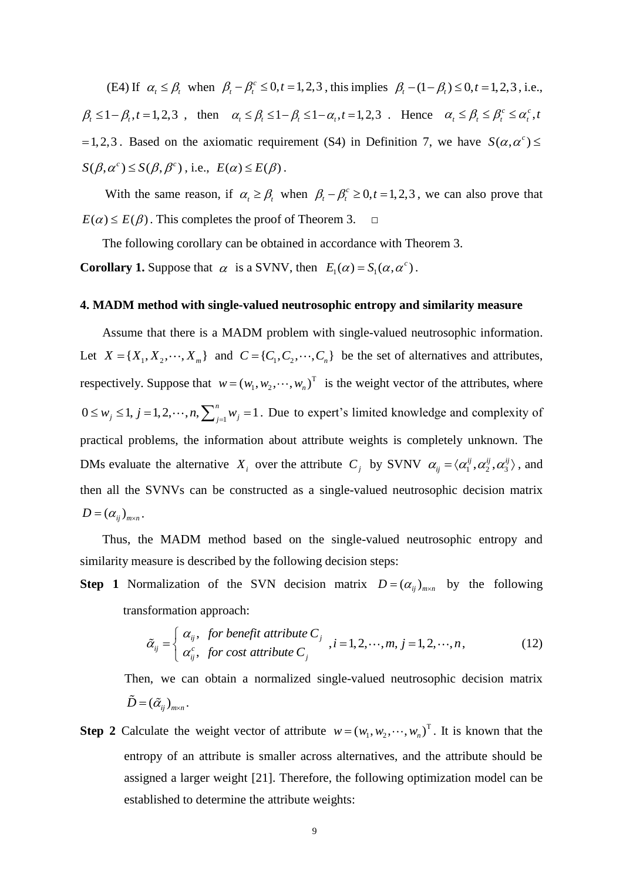(E4) If $\alpha_t \le \beta_t$ when $\beta_t - \beta_t^c \le 0, t = 1,2,3$, this implies $\beta_t - (1-\beta_t) \le 0, t = 1,2,3$, i.e., $\beta_t \le 1-\beta_t, t = 1,2,3$, then $\alpha_t \le \beta_t \le 1-\beta_t \le 1-\alpha_t, t = 1,2,3$. Hence $\alpha_t \le \beta_t \le \beta_t^c \le \alpha_t^c, t = 1,2,3$. Based on the axiomatic requirement (S4) in Definition 7, we have $S(\alpha,\alpha^c) \le S(\beta,\alpha^c) \le S(\beta,\beta^c)$, i.e., $E(\alpha) \le E(\beta)$.

With the same reason, if $\alpha_t \ge \beta_t$ when $\beta_t - \beta_t^c \ge 0, t = 1,2,3$, we can also prove that $E(\alpha) \le E(\beta)$. This completes the proof of Theorem 3. □

The following corollary can be obtained in accordance with Theorem 3.

**Corollary 1.** Suppose that $\alpha$ is a SVNV, then $E_1(\alpha) = S_1(\alpha,\alpha^c)$.

## 4. MADM method with single-valued neutrosophic entropy and similarity measure

Assume that there is a MADM problem with single-valued neutrosophic information. Let $X = \{X_1, X_2, \cdots, X_m\}$ and $C = \{C_1, C_2, \cdots, C_n\}$ be the set of alternatives and attributes, respectively. Suppose that $w = (w_1, w_2, \cdots, w_n)^{\mathrm{T}}$ is the weight vector of the attributes, where $0 \le w_j \le 1, j = 1,2,\cdots,n, \sum_{j=1}^{n} w_j = 1$. Due to expert's limited knowledge and complexity of practical problems, the information about attribute weights is completely unknown. The DMs evaluate the alternative $X_i$ over the attribute $C_j$ by SVNV $\alpha_{ij} = \langle \alpha_1^{ij}, \alpha_2^{ij}, \alpha_3^{ij} \rangle$, and then all the SVNVs can be constructed as a single-valued neutrosophic decision matrix $D = (\alpha_{ij})_{m \times n}$.

Thus, the MADM method based on the single-valued neutrosophic entropy and similarity measure is described by the following decision steps:

**Step 1** Normalization of the SVN decision matrix $D = (\alpha_{ij})_{m \times n}$ by the following transformation approach:

$$\tilde{\alpha}_{ij} = \begin{cases} \alpha_{ij}, & \text{for benefit attribute } C_j \\ \alpha_{ij}^c, & \text{for cost attribute } C_j \end{cases}, i = 1,2,\cdots,m, j = 1,2,\cdots,n, \tag{12}$$

Then, we can obtain a normalized single-valued neutrosophic decision matrix $\tilde{D} = (\tilde{\alpha}_{ij})_{m \times n}$.

**Step 2** Calculate the weight vector of attribute $w = (w_1, w_2, \cdots, w_n)^{\mathrm{T}}$. It is known that the entropy of an attribute is smaller across alternatives, and the attribute should be assigned a larger weight [21]. Therefore, the following optimization model can be established to determine the attribute weights: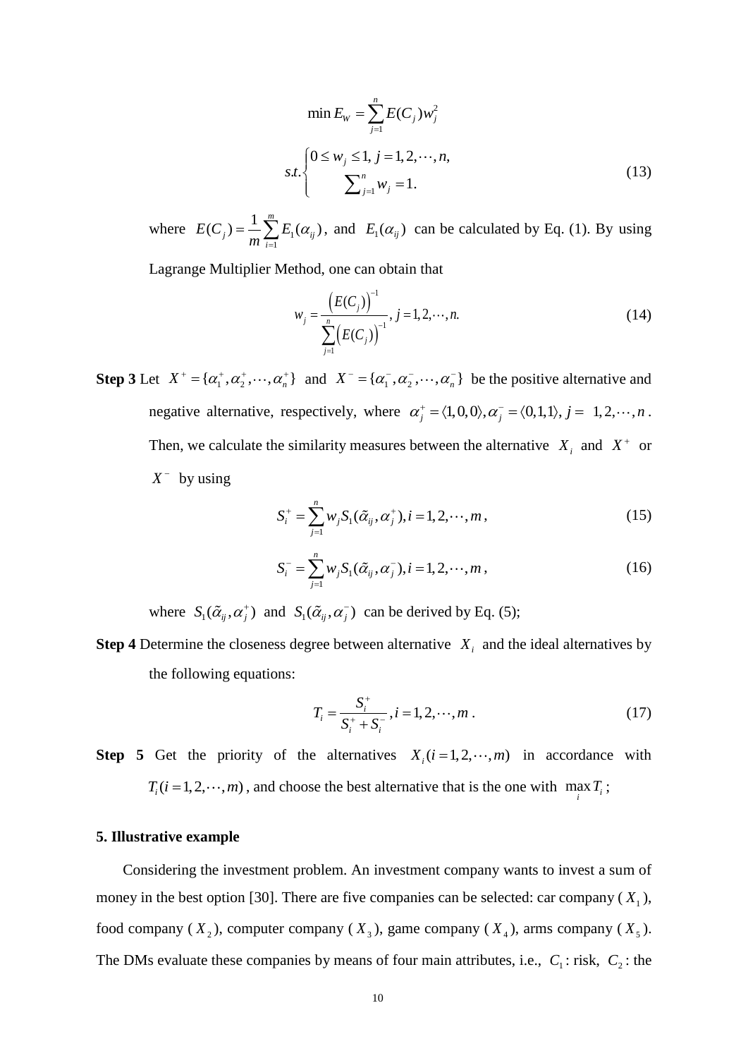$$\min E_W = \sum_{j=1}^{n} E(C_j) w_j^2$$

$$s.t. \begin{cases} 0 \le w_j \le 1, \ j = 1, 2, \cdots, n, \\ \sum_{j=1}^{n} w_j = 1. \end{cases} \tag{13}$$

where $E(C_j) = \frac{1}{m}\sum_{i=1}^{m} E_1(\alpha_{ij})$, and $E_1(\alpha_{ij})$ can be calculated by Eq. (1). By using Lagrange Multiplier Method, one can obtain that

$$w_j = \frac{\left(E(C_j)\right)^{-1}}{\sum_{j=1}^{n}\left(E(C_j)\right)^{-1}}, \ j = 1, 2, \cdots, n. \tag{14}$$

**Step 3** Let $X^+ = \{\alpha_1^+, \alpha_2^+, \cdots, \alpha_n^+\}$ and $X^- = \{\alpha_1^-, \alpha_2^-, \cdots, \alpha_n^-\}$ be the positive alternative and negative alternative, respectively, where $\alpha_j^+ = \langle 1, 0, 0 \rangle, \alpha_j^- = \langle 0, 1, 1 \rangle, \ j = 1, 2, \cdots, n$. Then, we calculate the similarity measures between the alternative $X_i$ and $X^+$ or $X^-$ by using

$$S_i^+ = \sum_{j=1}^{n} w_j S_1(\tilde{\alpha}_{ij}, \alpha_j^+), i = 1, 2, \cdots, m, \tag{15}$$

$$S_i^- = \sum_{j=1}^{n} w_j S_1(\tilde{\alpha}_{ij}, \alpha_j^-), i = 1, 2, \cdots, m, \tag{16}$$

where $S_1(\tilde{\alpha}_{ij}, \alpha_j^+)$ and $S_1(\tilde{\alpha}_{ij}, \alpha_j^-)$ can be derived by Eq. (5);

**Step 4** Determine the closeness degree between alternative $X_i$ and the ideal alternatives by the following equations:

$$T_i = \frac{S_i^+}{S_i^+ + S_i^-}, i = 1, 2, \cdots, m. \tag{17}$$

**Step 5** Get the priority of the alternatives $X_i (i = 1, 2, \cdots, m)$ in accordance with $T_i (i = 1, 2, \cdots, m)$, and choose the best alternative that is the one with $\max_i T_i$;

## 5. Illustrative example

Considering the investment problem. An investment company wants to invest a sum of money in the best option [30]. There are five companies can be selected: car company ($X_1$), food company ($X_2$), computer company ($X_3$), game company ($X_4$), arms company ($X_5$). The DMs evaluate these companies by means of four main attributes, i.e., $C_1$: risk, $C_2$: the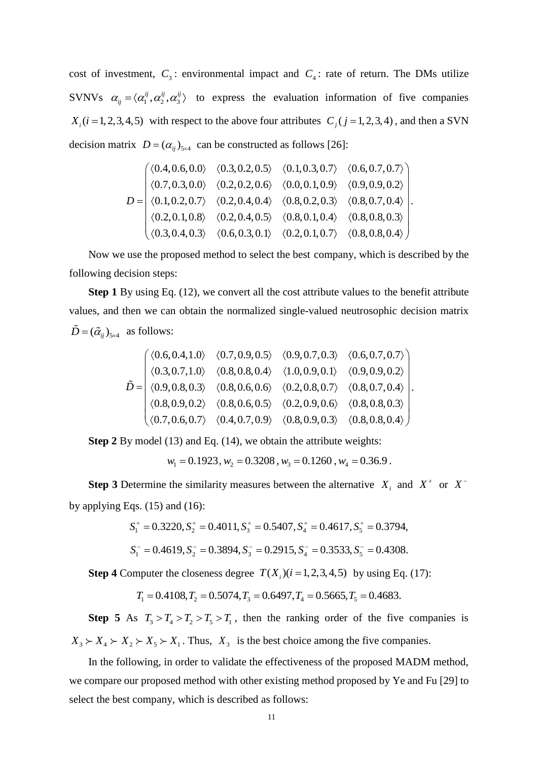cost of investment, $C_3$: environmental impact and $C_4$: rate of return. The DMs utilize SVNVs $\alpha_{ij} = \langle \alpha_1^{ij}, \alpha_2^{ij}, \alpha_3^{ij} \rangle$ to express the evaluation information of five companies $X_i (i = 1,2,3,4,5)$ with respect to the above four attributes $C_j (j = 1,2,3,4)$, and then a SVN decision matrix $D = (\alpha_{ij})_{5\times 4}$ can be constructed as follows [26]:

$$D = \begin{pmatrix} \langle 0.4, 0.6, 0.0 \rangle & \langle 0.3, 0.2, 0.5 \rangle & \langle 0.1, 0.3, 0.7 \rangle & \langle 0.6, 0.7, 0.7 \rangle \\ \langle 0.7, 0.3, 0.0 \rangle & \langle 0.2, 0.2, 0.6 \rangle & \langle 0.0, 0.1, 0.9 \rangle & \langle 0.9, 0.9, 0.2 \rangle \\ \langle 0.1, 0.2, 0.7 \rangle & \langle 0.2, 0.4, 0.4 \rangle & \langle 0.8, 0.2, 0.3 \rangle & \langle 0.8, 0.7, 0.4 \rangle \\ \langle 0.2, 0.1, 0.8 \rangle & \langle 0.2, 0.4, 0.5 \rangle & \langle 0.8, 0.1, 0.4 \rangle & \langle 0.8, 0.8, 0.3 \rangle \\ \langle 0.3, 0.4, 0.3 \rangle & \langle 0.6, 0.3, 0.1 \rangle & \langle 0.2, 0.1, 0.7 \rangle & \langle 0.8, 0.8, 0.4 \rangle \end{pmatrix}.$$

Now we use the proposed method to select the best company, which is described by the following decision steps:

**Step 1** By using Eq. (12), we convert all the cost attribute values to the benefit attribute values, and then we can obtain the normalized single-valued neutrosophic decision matrix $\tilde{D} = (\tilde{\alpha}_{ij})_{5\times 4}$ as follows:

$$\tilde{D} = \begin{pmatrix} \langle 0.6, 0.4, 1.0 \rangle & \langle 0.7, 0.9, 0.5 \rangle & \langle 0.9, 0.7, 0.3 \rangle & \langle 0.6, 0.7, 0.7 \rangle \\ \langle 0.3, 0.7, 1.0 \rangle & \langle 0.8, 0.8, 0.4 \rangle & \langle 1.0, 0.9, 0.1 \rangle & \langle 0.9, 0.9, 0.2 \rangle \\ \langle 0.9, 0.8, 0.3 \rangle & \langle 0.8, 0.6, 0.6 \rangle & \langle 0.2, 0.8, 0.7 \rangle & \langle 0.8, 0.7, 0.4 \rangle \\ \langle 0.8, 0.9, 0.2 \rangle & \langle 0.8, 0.6, 0.5 \rangle & \langle 0.2, 0.9, 0.6 \rangle & \langle 0.8, 0.8, 0.3 \rangle \\ \langle 0.7, 0.6, 0.7 \rangle & \langle 0.4, 0.7, 0.9 \rangle & \langle 0.8, 0.9, 0.3 \rangle & \langle 0.8, 0.8, 0.4 \rangle \end{pmatrix}.$$

**Step 2** By model (13) and Eq. (14), we obtain the attribute weights:

$$w_1 = 0.1923, w_2 = 0.3208, w_3 = 0.1260, w_4 = 0.36.9.$$

**Step 3** Determine the similarity measures between the alternative $X_i$ and $X^+$ or $X^-$ by applying Eqs. (15) and (16):

$$S_1^+ = 0.3220, S_2^+ = 0.4011, S_3^+ = 0.5407, S_4^+ = 0.4617, S_5^+ = 0.3794,$$

$$S_1^- = 0.4619, S_2^- = 0.3894, S_3^- = 0.2915, S_4^- = 0.3533, S_5^- = 0.4308.$$

**Step 4** Computer the closeness degree $T(X_i)(i = 1,2,3,4,5)$ by using Eq. (17):

$$T_1 = 0.4108, T_2 = 0.5074, T_3 = 0.6497, T_4 = 0.5665, T_5 = 0.4683.$$

**Step 5** As $T_3 > T_4 > T_2 > T_5 > T_1$, then the ranking order of the five companies is $X_3 \succ X_4 \succ X_2 \succ X_5 \succ X_1$. Thus, $X_3$ is the best choice among the five companies.

In the following, in order to validate the effectiveness of the proposed MADM method, we compare our proposed method with other existing method proposed by Ye and Fu [29] to select the best company, which is described as follows: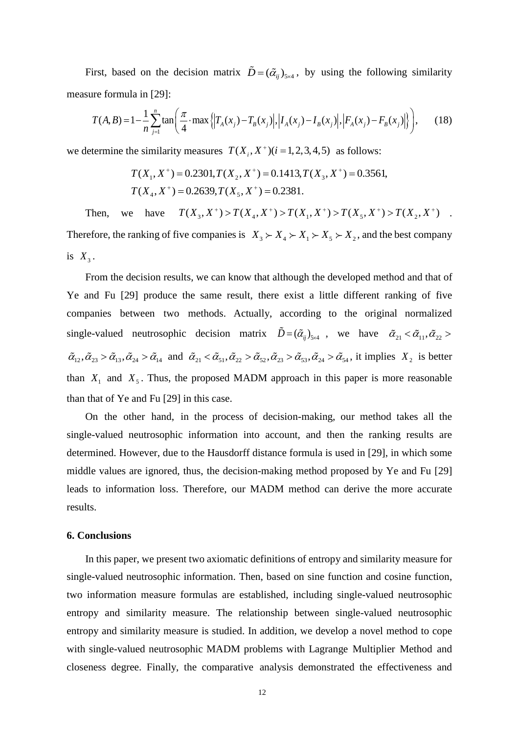First, based on the decision matrix $\tilde{D} = (\tilde{\alpha}_{ij})_{5\times 4}$, by using the following similarity measure formula in [29]:

$$T(A,B) = 1 - \frac{1}{n}\sum_{j=1}^{n}\tan\left(\frac{\pi}{4}\cdot\max\left\{\left|T_A(x_j) - T_B(x_j)\right|, \left|I_A(x_j) - I_B(x_j)\right|, \left|F_A(x_j) - F_B(x_j)\right|\right\}\right), \quad (18)$$

we determine the similarity measures $T(X_i, X^+)(i = 1,2,3,4,5)$ as follows:

$$T(X_1, X^+) = 0.2301, T(X_2, X^+) = 0.1413, T(X_3, X^+) = 0.3561,$$
$$T(X_4, X^+) = 0.2639, T(X_5, X^+) = 0.2381.$$

Then, we have $T(X_3, X^+) > T(X_4, X^+) > T(X_1, X^+) > T(X_5, X^+) > T(X_2, X^+)$. Therefore, the ranking of five companies is $X_3 \succ X_4 \succ X_1 \succ X_5 \succ X_2$, and the best company is $X_3$.

From the decision results, we can know that although the developed method and that of Ye and Fu [29] produce the same result, there exist a little different ranking of five companies between two methods. Actually, according to the original normalized single-valued neutrosophic decision matrix $\tilde{D} = (\tilde{\alpha}_{ij})_{5\times 4}$, we have $\tilde{\alpha}_{21} < \tilde{\alpha}_{11}, \tilde{\alpha}_{22} > \tilde{\alpha}_{12}, \tilde{\alpha}_{23} > \tilde{\alpha}_{13}, \tilde{\alpha}_{24} > \tilde{\alpha}_{14}$ and $\tilde{\alpha}_{21} < \tilde{\alpha}_{51}, \tilde{\alpha}_{22} > \tilde{\alpha}_{52}, \tilde{\alpha}_{23} > \tilde{\alpha}_{53}, \tilde{\alpha}_{24} > \tilde{\alpha}_{54}$, it implies $X_2$ is better than $X_1$ and $X_5$. Thus, the proposed MADM approach in this paper is more reasonable than that of Ye and Fu [29] in this case.

On the other hand, in the process of decision-making, our method takes all the single-valued neutrosophic information into account, and then the ranking results are determined. However, due to the Hausdorff distance formula is used in [29], in which some middle values are ignored, thus, the decision-making method proposed by Ye and Fu [29] leads to information loss. Therefore, our MADM method can derive the more accurate results.

## 6. Conclusions

In this paper, we present two axiomatic definitions of entropy and similarity measure for single-valued neutrosophic information. Then, based on sine function and cosine function, two information measure formulas are established, including single-valued neutrosophic entropy and similarity measure. The relationship between single-valued neutrosophic entropy and similarity measure is studied. In addition, we develop a novel method to cope with single-valued neutrosophic MADM problems with Lagrange Multiplier Method and closeness degree. Finally, the comparative analysis demonstrated the effectiveness and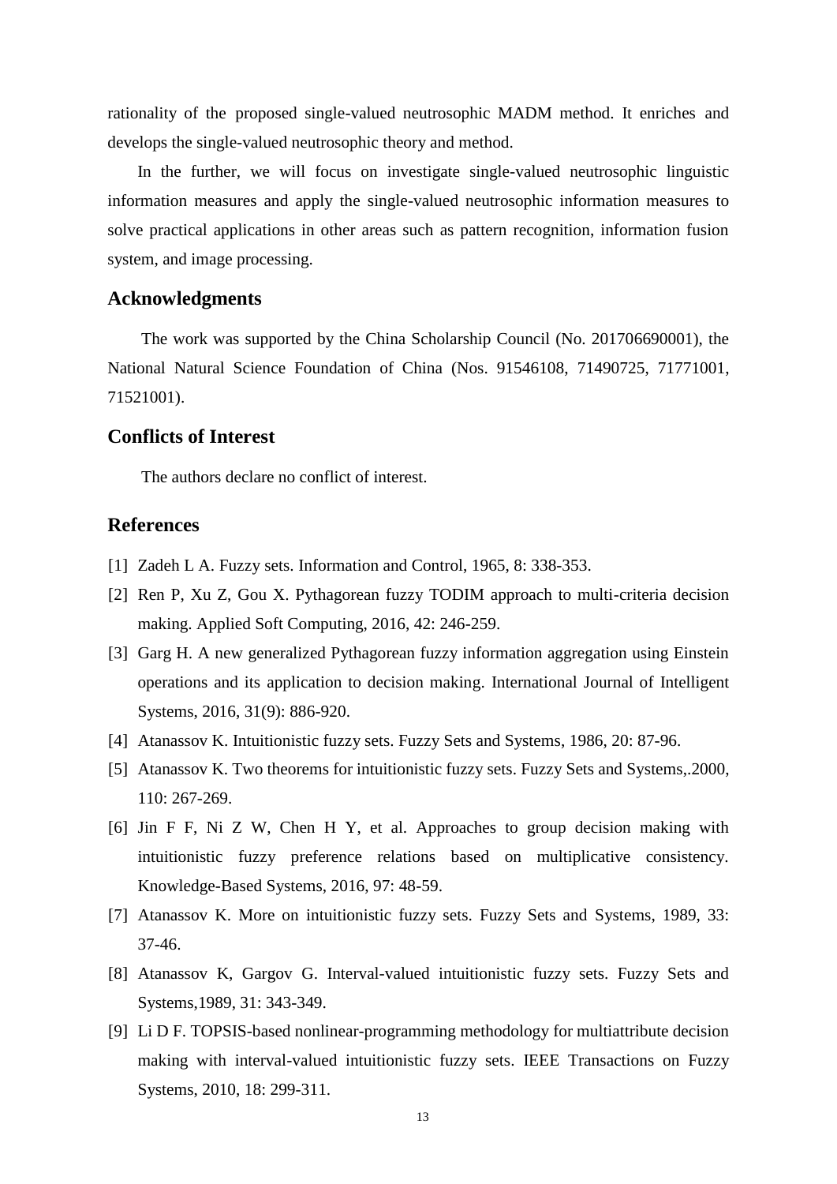rationality of the proposed single-valued neutrosophic MADM method. It enriches and develops the single-valued neutrosophic theory and method.

In the further, we will focus on investigate single-valued neutrosophic linguistic information measures and apply the single-valued neutrosophic information measures to solve practical applications in other areas such as pattern recognition, information fusion system, and image processing.

## Acknowledgments

The work was supported by the China Scholarship Council (No. 201706690001), the National Natural Science Foundation of China (Nos. 91546108, 71490725, 71771001, 71521001).

## Conflicts of Interest

The authors declare no conflict of interest.

## References

[1] Zadeh L A. Fuzzy sets. Information and Control, 1965, 8: 338-353.

[2] Ren P, Xu Z, Gou X. Pythagorean fuzzy TODIM approach to multi-criteria decision making. Applied Soft Computing, 2016, 42: 246-259.

[3] Garg H. A new generalized Pythagorean fuzzy information aggregation using Einstein operations and its application to decision making. International Journal of Intelligent Systems, 2016, 31(9): 886-920.

[4] Atanassov K. Intuitionistic fuzzy sets. Fuzzy Sets and Systems, 1986, 20: 87-96.

[5] Atanassov K. Two theorems for intuitionistic fuzzy sets. Fuzzy Sets and Systems,.2000, 110: 267-269.

[6] Jin F F, Ni Z W, Chen H Y, et al. Approaches to group decision making with intuitionistic fuzzy preference relations based on multiplicative consistency. Knowledge-Based Systems, 2016, 97: 48-59.

[7] Atanassov K. More on intuitionistic fuzzy sets. Fuzzy Sets and Systems, 1989, 33: 37-46.

[8] Atanassov K, Gargov G. Interval-valued intuitionistic fuzzy sets. Fuzzy Sets and Systems,1989, 31: 343-349.

[9] Li D F. TOPSIS-based nonlinear-programming methodology for multiattribute decision making with interval-valued intuitionistic fuzzy sets. IEEE Transactions on Fuzzy Systems, 2010, 18: 299-311.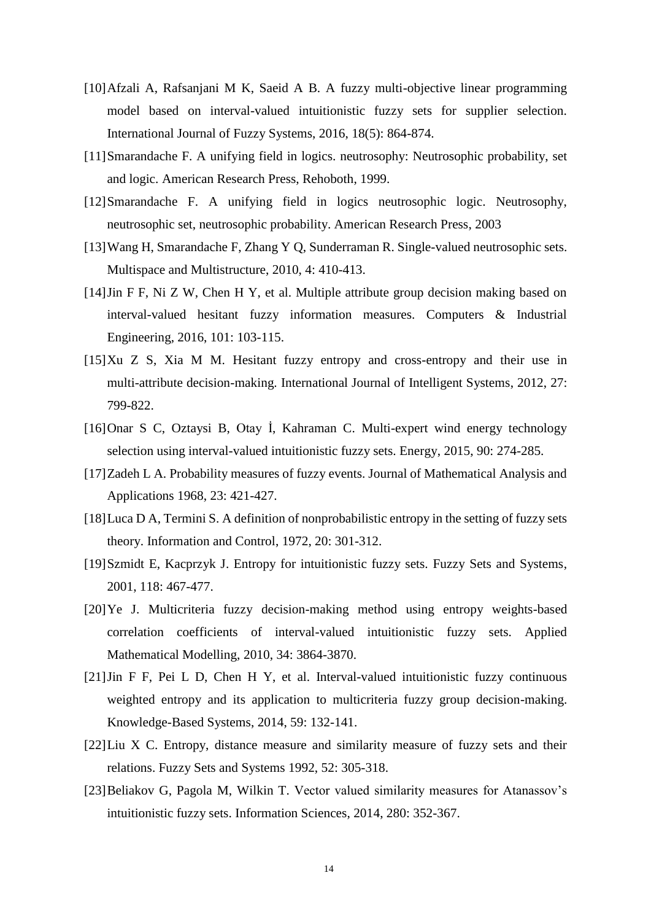[10] Afzali A, Rafsanjani M K, Saeid A B. A fuzzy multi-objective linear programming model based on interval-valued intuitionistic fuzzy sets for supplier selection. International Journal of Fuzzy Systems, 2016, 18(5): 864-874.

[11] Smarandache F. A unifying field in logics. neutrosophy: Neutrosophic probability, set and logic. American Research Press, Rehoboth, 1999.

[12] Smarandache F. A unifying field in logics neutrosophic logic. Neutrosophy, neutrosophic set, neutrosophic probability. American Research Press, 2003

[13] Wang H, Smarandache F, Zhang Y Q, Sunderraman R. Single-valued neutrosophic sets. Multispace and Multistructure, 2010, 4: 410-413.

[14] Jin F F, Ni Z W, Chen H Y, et al. Multiple attribute group decision making based on interval-valued hesitant fuzzy information measures. Computers & Industrial Engineering, 2016, 101: 103-115.

[15] Xu Z S, Xia M M. Hesitant fuzzy entropy and cross-entropy and their use in multi-attribute decision-making. International Journal of Intelligent Systems, 2012, 27: 799-822.

[16] Onar S C, Oztaysi B, Otay İ, Kahraman C. Multi-expert wind energy technology selection using interval-valued intuitionistic fuzzy sets. Energy, 2015, 90: 274-285.

[17] Zadeh L A. Probability measures of fuzzy events. Journal of Mathematical Analysis and Applications 1968, 23: 421-427.

[18] Luca D A, Termini S. A definition of nonprobabilistic entropy in the setting of fuzzy sets theory. Information and Control, 1972, 20: 301-312.

[19] Szmidt E, Kacprzyk J. Entropy for intuitionistic fuzzy sets. Fuzzy Sets and Systems, 2001, 118: 467-477.

[20] Ye J. Multicriteria fuzzy decision-making method using entropy weights-based correlation coefficients of interval-valued intuitionistic fuzzy sets. Applied Mathematical Modelling, 2010, 34: 3864-3870.

[21] Jin F F, Pei L D, Chen H Y, et al. Interval-valued intuitionistic fuzzy continuous weighted entropy and its application to multicriteria fuzzy group decision-making. Knowledge-Based Systems, 2014, 59: 132-141.

[22] Liu X C. Entropy, distance measure and similarity measure of fuzzy sets and their relations. Fuzzy Sets and Systems 1992, 52: 305-318.

[23] Beliakov G, Pagola M, Wilkin T. Vector valued similarity measures for Atanassov's intuitionistic fuzzy sets. Information Sciences, 2014, 280: 352-367.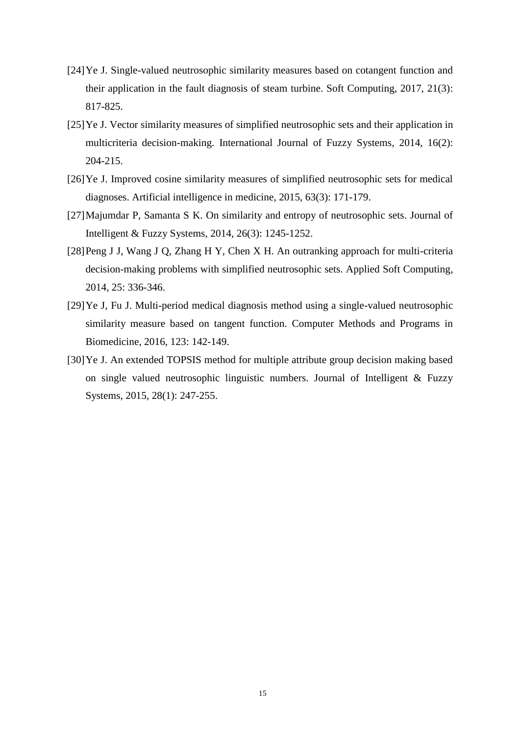[24] Ye J. Single-valued neutrosophic similarity measures based on cotangent function and their application in the fault diagnosis of steam turbine. Soft Computing, 2017, 21(3): 817-825.

[25] Ye J. Vector similarity measures of simplified neutrosophic sets and their application in multicriteria decision-making. International Journal of Fuzzy Systems, 2014, 16(2): 204-215.

[26] Ye J. Improved cosine similarity measures of simplified neutrosophic sets for medical diagnoses. Artificial intelligence in medicine, 2015, 63(3): 171-179.

[27] Majumdar P, Samanta S K. On similarity and entropy of neutrosophic sets. Journal of Intelligent & Fuzzy Systems, 2014, 26(3): 1245-1252.

[28] Peng J J, Wang J Q, Zhang H Y, Chen X H. An outranking approach for multi-criteria decision-making problems with simplified neutrosophic sets. Applied Soft Computing, 2014, 25: 336-346.

[29] Ye J, Fu J. Multi-period medical diagnosis method using a single-valued neutrosophic similarity measure based on tangent function. Computer Methods and Programs in Biomedicine, 2016, 123: 142-149.

[30] Ye J. An extended TOPSIS method for multiple attribute group decision making based on single valued neutrosophic linguistic numbers. Journal of Intelligent & Fuzzy Systems, 2015, 28(1): 247-255.